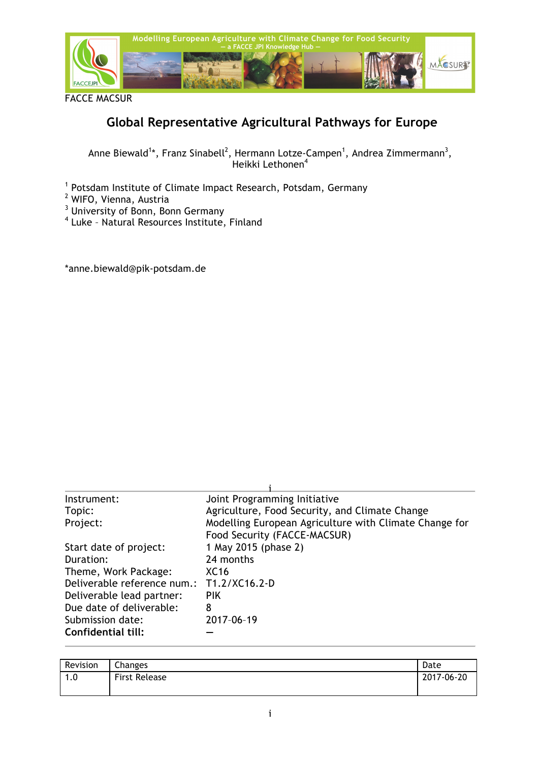FACCE MACSUR

# Global Representative Agricultural Pathways for Europe

Anne Biewald[1]*, Franz Sinabell[2], Hermann Lotze-Campen[1], Andrea Zimmermann[3], Heikki Lethonen[4]

[1] Potsdam Institute of Climate Impact Research, Potsdam, Germany
[2] WIFO, Vienna, Austria
[3] University of Bonn, Bonn Germany
[4] Luke – Natural Resources Institute, Finland

*anne.biewald@pik-potsdam.de

| | |
|---|---|
| Instrument: | Joint Programming Initiative |
| Topic: | Agriculture, Food Security, and Climate Change |
| Project: | Modelling European Agriculture with Climate Change for Food Security (FACCE-MACSUR) |
| Start date of project: | 1 May 2015 (phase 2) |
| Duration: | 24 months |
| Theme, Work Package: | XC16 |
| Deliverable reference num.: | T1.2/XC16.2-D |
| Deliverable lead partner: | PIK |
| Due date of deliverable: | 8 |
| Submission date: | 2017–06–19 |
| **Confidential till:** | – |

| Revision | Changes | Date |
|---|---|---|
| 1.0 | First Release | 2017-06-20 |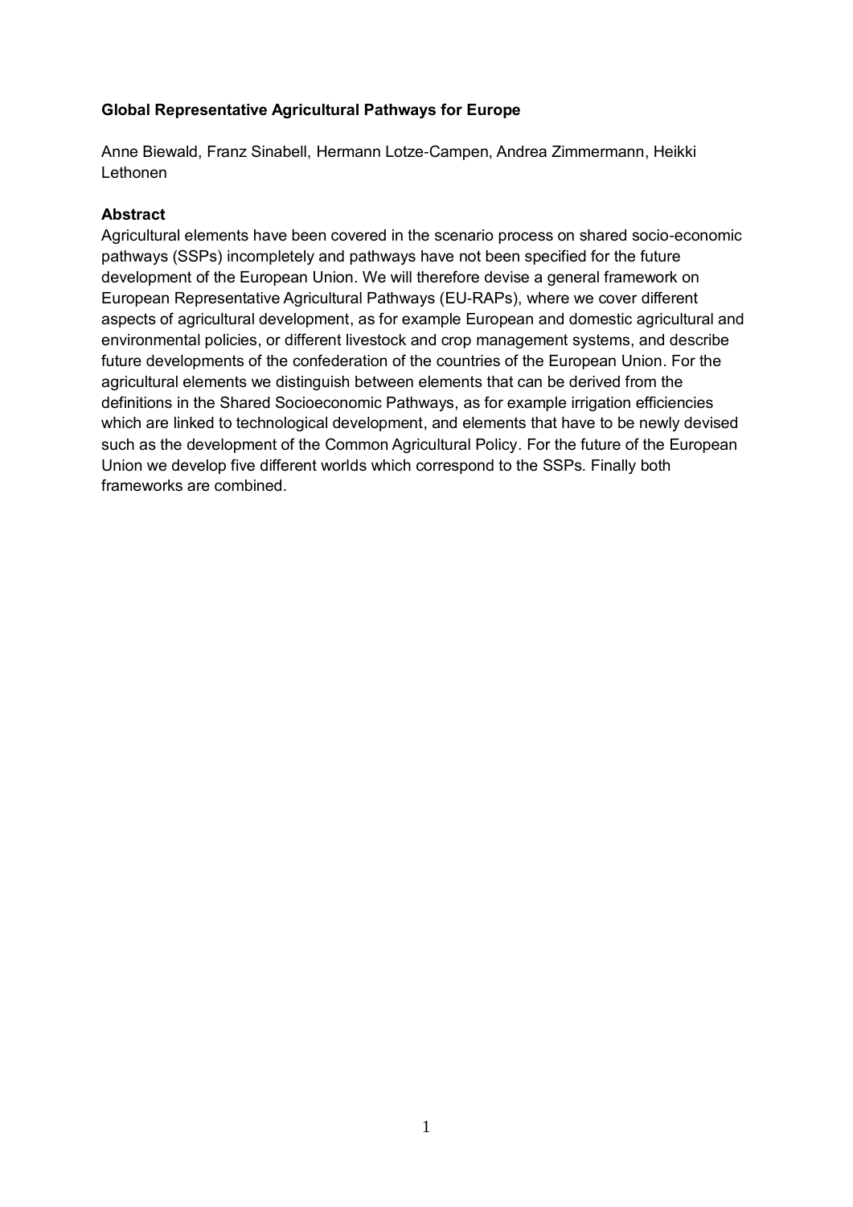**Global Representative Agricultural Pathways for Europe**

Anne Biewald, Franz Sinabell, Hermann Lotze-Campen, Andrea Zimmermann, Heikki Lethonen

**Abstract**

Agricultural elements have been covered in the scenario process on shared socio-economic pathways (SSPs) incompletely and pathways have not been specified for the future development of the European Union. We will therefore devise a general framework on European Representative Agricultural Pathways (EU-RAPs), where we cover different aspects of agricultural development, as for example European and domestic agricultural and environmental policies, or different livestock and crop management systems, and describe future developments of the confederation of the countries of the European Union. For the agricultural elements we distinguish between elements that can be derived from the definitions in the Shared Socioeconomic Pathways, as for example irrigation efficiencies which are linked to technological development, and elements that have to be newly devised such as the development of the Common Agricultural Policy. For the future of the European Union we develop five different worlds which correspond to the SSPs. Finally both frameworks are combined.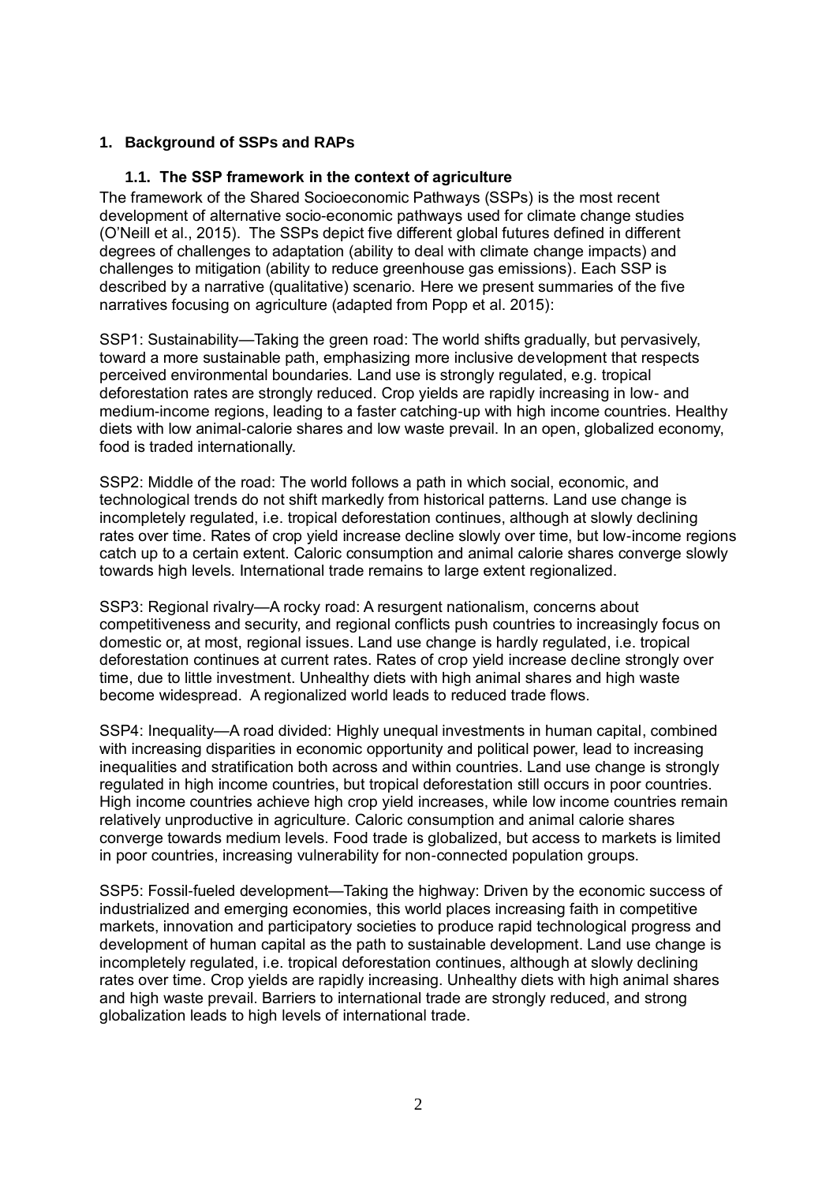# 1. Background of SSPs and RAPs

## 1.1. The SSP framework in the context of agriculture

The framework of the Shared Socioeconomic Pathways (SSPs) is the most recent development of alternative socio-economic pathways used for climate change studies (O'Neill et al., 2015). The SSPs depict five different global futures defined in different degrees of challenges to adaptation (ability to deal with climate change impacts) and challenges to mitigation (ability to reduce greenhouse gas emissions). Each SSP is described by a narrative (qualitative) scenario. Here we present summaries of the five narratives focusing on agriculture (adapted from Popp et al. 2015):

SSP1: Sustainability—Taking the green road: The world shifts gradually, but pervasively, toward a more sustainable path, emphasizing more inclusive development that respects perceived environmental boundaries. Land use is strongly regulated, e.g. tropical deforestation rates are strongly reduced. Crop yields are rapidly increasing in low- and medium-income regions, leading to a faster catching-up with high income countries. Healthy diets with low animal-calorie shares and low waste prevail. In an open, globalized economy, food is traded internationally.

SSP2: Middle of the road: The world follows a path in which social, economic, and technological trends do not shift markedly from historical patterns. Land use change is incompletely regulated, i.e. tropical deforestation continues, although at slowly declining rates over time. Rates of crop yield increase decline slowly over time, but low-income regions catch up to a certain extent. Caloric consumption and animal calorie shares converge slowly towards high levels. International trade remains to large extent regionalized.

SSP3: Regional rivalry—A rocky road: A resurgent nationalism, concerns about competitiveness and security, and regional conflicts push countries to increasingly focus on domestic or, at most, regional issues. Land use change is hardly regulated, i.e. tropical deforestation continues at current rates. Rates of crop yield increase decline strongly over time, due to little investment. Unhealthy diets with high animal shares and high waste become widespread. A regionalized world leads to reduced trade flows.

SSP4: Inequality—A road divided: Highly unequal investments in human capital, combined with increasing disparities in economic opportunity and political power, lead to increasing inequalities and stratification both across and within countries. Land use change is strongly regulated in high income countries, but tropical deforestation still occurs in poor countries. High income countries achieve high crop yield increases, while low income countries remain relatively unproductive in agriculture. Caloric consumption and animal calorie shares converge towards medium levels. Food trade is globalized, but access to markets is limited in poor countries, increasing vulnerability for non-connected population groups.

SSP5: Fossil-fueled development—Taking the highway: Driven by the economic success of industrialized and emerging economies, this world places increasing faith in competitive markets, innovation and participatory societies to produce rapid technological progress and development of human capital as the path to sustainable development. Land use change is incompletely regulated, i.e. tropical deforestation continues, although at slowly declining rates over time. Crop yields are rapidly increasing. Unhealthy diets with high animal shares and high waste prevail. Barriers to international trade are strongly reduced, and strong globalization leads to high levels of international trade.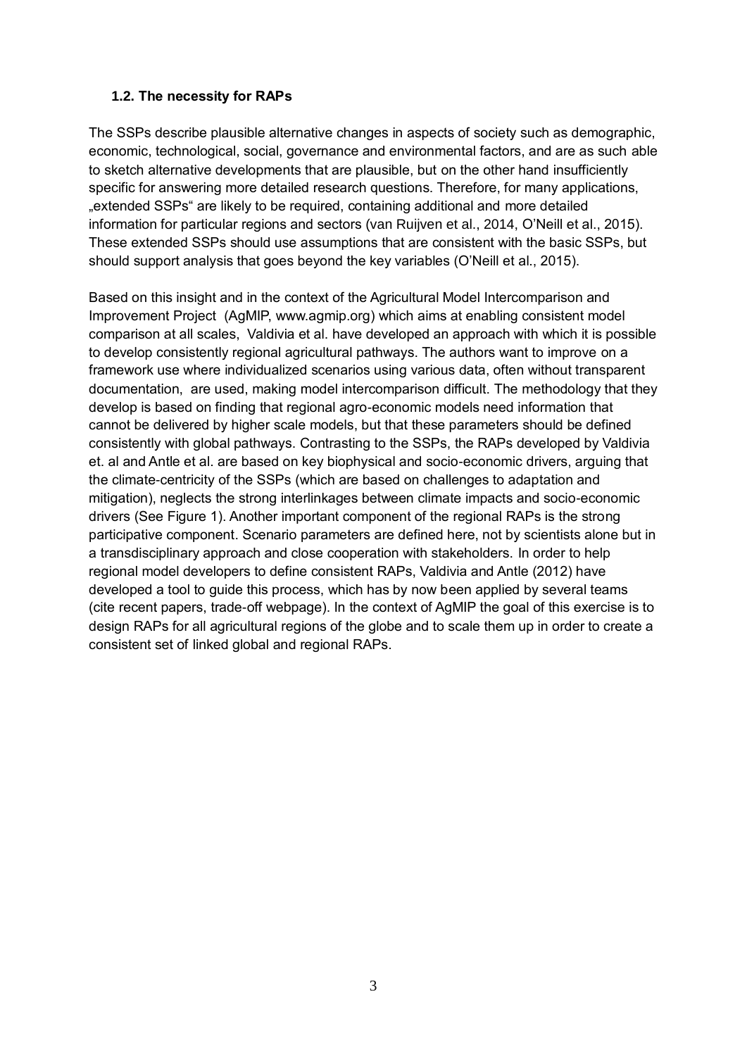### 1.2. The necessity for RAPs

The SSPs describe plausible alternative changes in aspects of society such as demographic, economic, technological, social, governance and environmental factors, and are as such able to sketch alternative developments that are plausible, but on the other hand insufficiently specific for answering more detailed research questions. Therefore, for many applications, „extended SSPs" are likely to be required, containing additional and more detailed information for particular regions and sectors (van Ruijven et al., 2014, O'Neill et al., 2015). These extended SSPs should use assumptions that are consistent with the basic SSPs, but should support analysis that goes beyond the key variables (O'Neill et al., 2015).

Based on this insight and in the context of the Agricultural Model Intercomparison and Improvement Project (AgMIP, www.agmip.org) which aims at enabling consistent model comparison at all scales, Valdivia et al. have developed an approach with which it is possible to develop consistently regional agricultural pathways. The authors want to improve on a framework use where individualized scenarios using various data, often without transparent documentation, are used, making model intercomparison difficult. The methodology that they develop is based on finding that regional agro-economic models need information that cannot be delivered by higher scale models, but that these parameters should be defined consistently with global pathways. Contrasting to the SSPs, the RAPs developed by Valdivia et. al and Antle et al. are based on key biophysical and socio-economic drivers, arguing that the climate-centricity of the SSPs (which are based on challenges to adaptation and mitigation), neglects the strong interlinkages between climate impacts and socio-economic drivers (See Figure 1). Another important component of the regional RAPs is the strong participative component. Scenario parameters are defined here, not by scientists alone but in a transdisciplinary approach and close cooperation with stakeholders. In order to help regional model developers to define consistent RAPs, Valdivia and Antle (2012) have developed a tool to guide this process, which has by now been applied by several teams (cite recent papers, trade-off webpage). In the context of AgMIP the goal of this exercise is to design RAPs for all agricultural regions of the globe and to scale them up in order to create a consistent set of linked global and regional RAPs.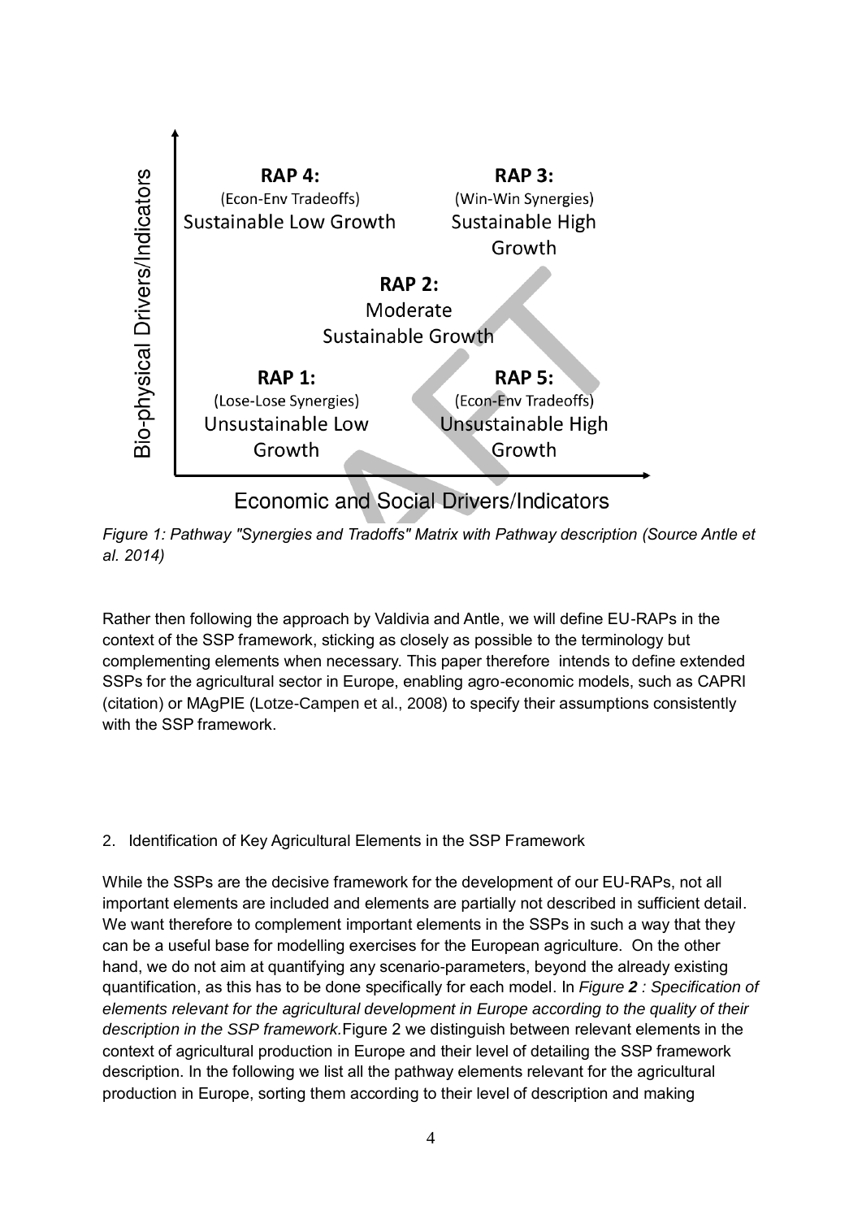Bio-physical Drivers/Indicators

**RAP 4:** (Econ-Env Tradeoffs) Sustainable Low Growth

**RAP 3:** (Win-Win Synergies) Sustainable High Growth

**RAP 2:** Moderate Sustainable Growth

**RAP 1:** (Lose-Lose Synergies) Unsustainable Low Growth

**RAP 5:** (Econ-Env Tradeoffs) Unsustainable High Growth

Economic and Social Drivers/Indicators

*Figure 1: Pathway "Synergies and Tradoffs" Matrix with Pathway description (Source Antle et al. 2014)*

Rather then following the approach by Valdivia and Antle, we will define EU-RAPs in the context of the SSP framework, sticking as closely as possible to the terminology but complementing elements when necessary. This paper therefore intends to define extended SSPs for the agricultural sector in Europe, enabling agro-economic models, such as CAPRI (citation) or MAgPIE (Lotze-Campen et al., 2008) to specify their assumptions consistently with the SSP framework.

## 2. Identification of Key Agricultural Elements in the SSP Framework

While the SSPs are the decisive framework for the development of our EU-RAPs, not all important elements are included and elements are partially not described in sufficient detail. We want therefore to complement important elements in the SSPs in such a way that they can be a useful base for modelling exercises for the European agriculture. On the other hand, we do not aim at quantifying any scenario-parameters, beyond the already existing quantification, as this has to be done specifically for each model. In *Figure **2** : Specification of elements relevant for the agricultural development in Europe according to the quality of their description in the SSP framework.*Figure 2 we distinguish between relevant elements in the context of agricultural production in Europe and their level of detailing the SSP framework description. In the following we list all the pathway elements relevant for the agricultural production in Europe, sorting them according to their level of description and making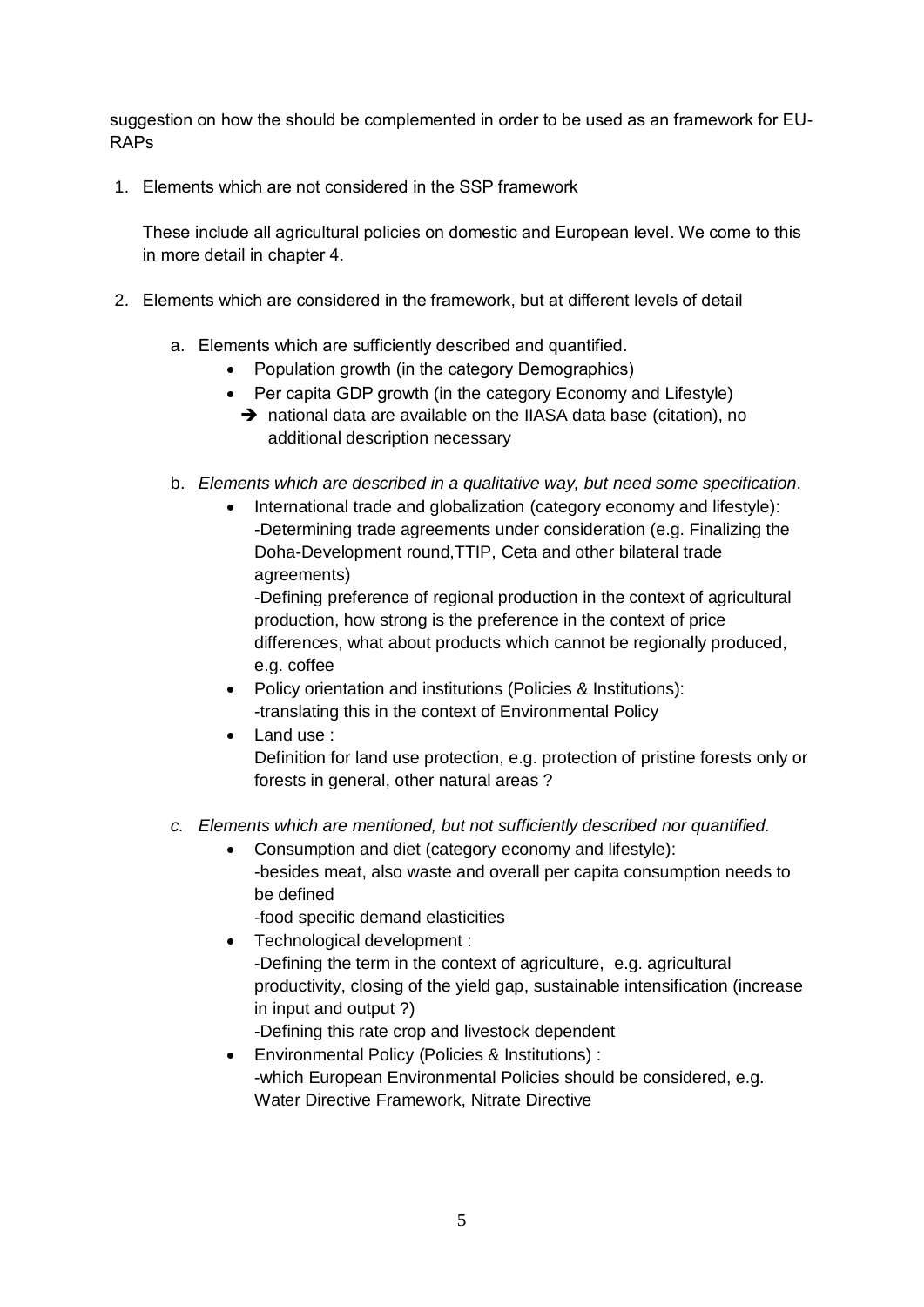suggestion on how the should be complemented in order to be used as an framework for EU-RAPs

1. Elements which are not considered in the SSP framework

   These include all agricultural policies on domestic and European level. We come to this in more detail in chapter 4.

2. Elements which are considered in the framework, but at different levels of detail

   a. Elements which are sufficiently described and quantified.
      - Population growth (in the category Demographics)
      - Per capita GDP growth (in the category Economy and Lifestyle)
        - ➔ national data are available on the IIASA data base (citation), no additional description necessary

   b. *Elements which are described in a qualitative way, but need some specification*.
      - International trade and globalization (category economy and lifestyle):
        -Determining trade agreements under consideration (e.g. Finalizing the Doha-Development round,TTIP, Ceta and other bilateral trade agreements)
        -Defining preference of regional production in the context of agricultural production, how strong is the preference in the context of price differences, what about products which cannot be regionally produced, e.g. coffee
      - Policy orientation and institutions (Policies & Institutions):
        -translating this in the context of Environmental Policy
      - Land use :
        Definition for land use protection, e.g. protection of pristine forests only or forests in general, other natural areas ?

   c. *Elements which are mentioned, but not sufficiently described nor quantified.*
      - Consumption and diet (category economy and lifestyle):
        -besides meat, also waste and overall per capita consumption needs to be defined
        -food specific demand elasticities
      - Technological development :
        -Defining the term in the context of agriculture, e.g. agricultural productivity, closing of the yield gap, sustainable intensification (increase in input and output ?)
        -Defining this rate crop and livestock dependent
      - Environmental Policy (Policies & Institutions) :
        -which European Environmental Policies should be considered, e.g. Water Directive Framework, Nitrate Directive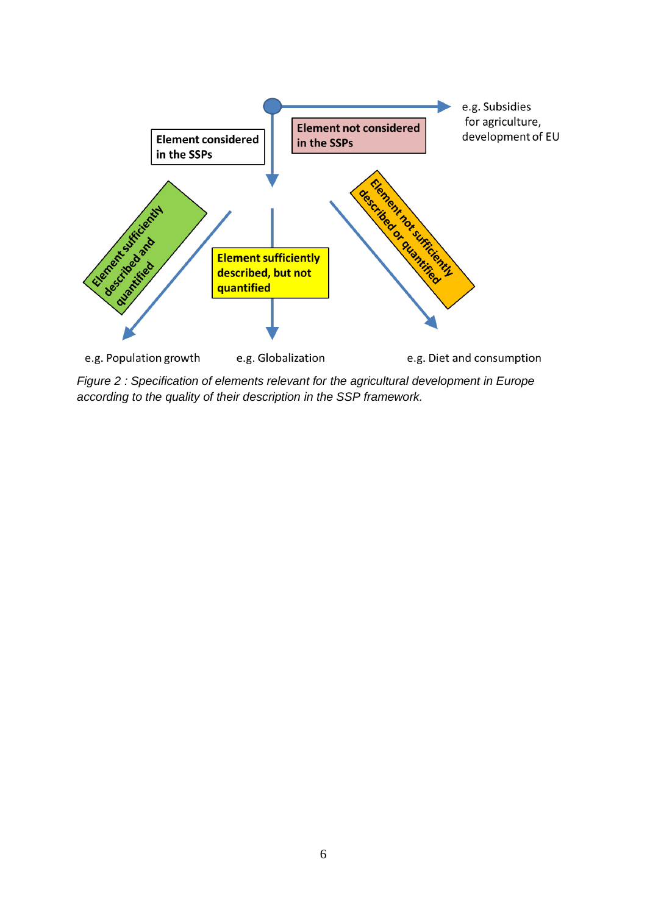Element considered in the SSPs

Element not considered in the SSPs

e.g. Subsidies for agriculture, development of EU

Element sufficiently described and quantified

Element sufficiently described, but not quantified

Element not sufficiently described or quantified

e.g. Population growth

e.g. Globalization

e.g. Diet and consumption

*Figure 2 : Specification of elements relevant for the agricultural development in Europe according to the quality of their description in the SSP framework.*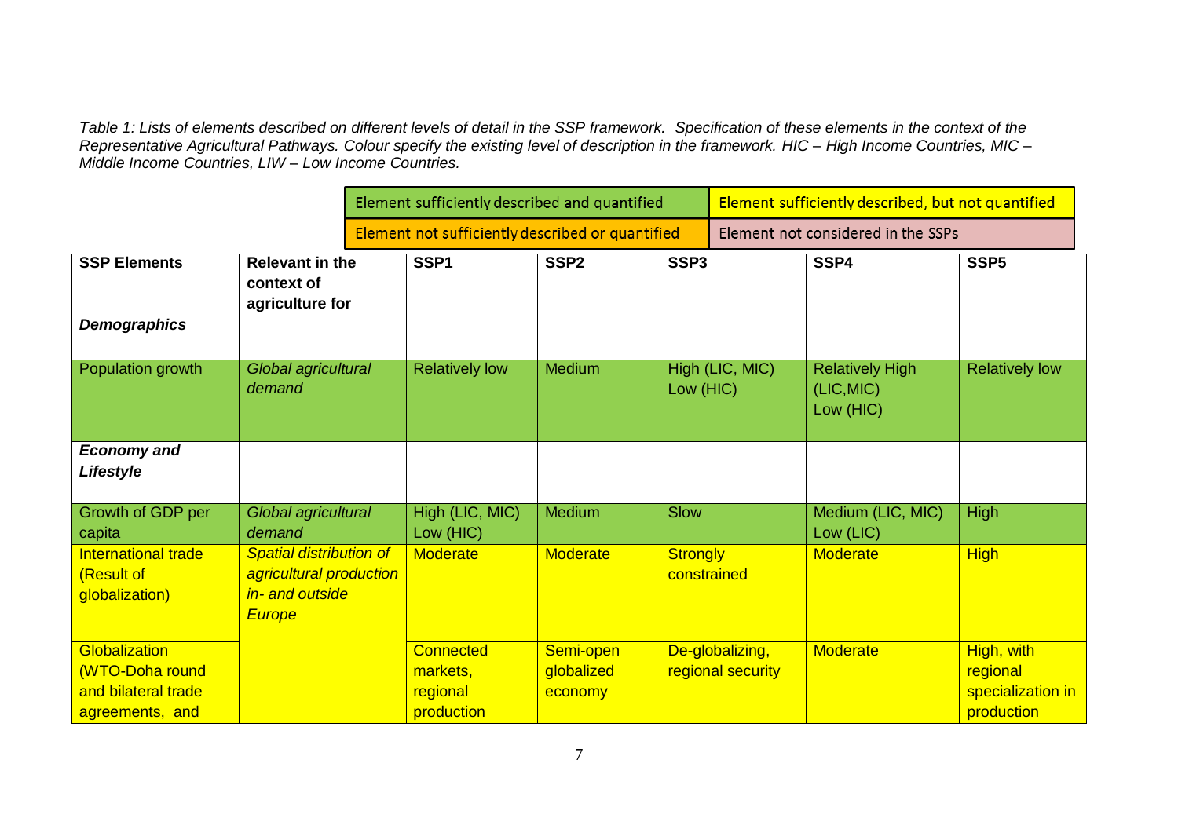*Table 1: Lists of elements described on different levels of detail in the SSP framework. Specification of these elements in the context of the Representative Agricultural Pathways. Colour specify the existing level of description in the framework. HIC – High Income Countries, MIC – Middle Income Countries, LIW – Low Income Countries.*

| Element sufficiently described and quantified | Element sufficiently described, but not quantified |
|---|---|
| Element not sufficiently described or quantified | Element not considered in the SSPs |

| SSP Elements | Relevant in the context of agriculture for | SSP1 | SSP2 | SSP3 | SSP4 | SSP5 |
|---|---|---|---|---|---|---|
| ***Demographics*** | | | | | | |
| Population growth | *Global agricultural demand* | Relatively low | Medium | High (LIC, MIC) Low (HIC) | Relatively High (LIC,MIC) Low (HIC) | Relatively low |
| ***Economy and Lifestyle*** | | | | | | |
| Growth of GDP per capita | *Global agricultural demand* | High (LIC, MIC) Low (HIC) | Medium | Slow | Medium (LIC, MIC) Low (LIC) | High |
| International trade (Result of globalization) | *Spatial distribution of agricultural production in- and outside Europe* | Moderate | Moderate | Strongly constrained | Moderate | High |
| Globalization (WTO-Doha round and bilateral trade agreements, and | | Connected markets, regional production | Semi-open globalized economy | De-globalizing, regional security | Moderate | High, with regional specialization in production |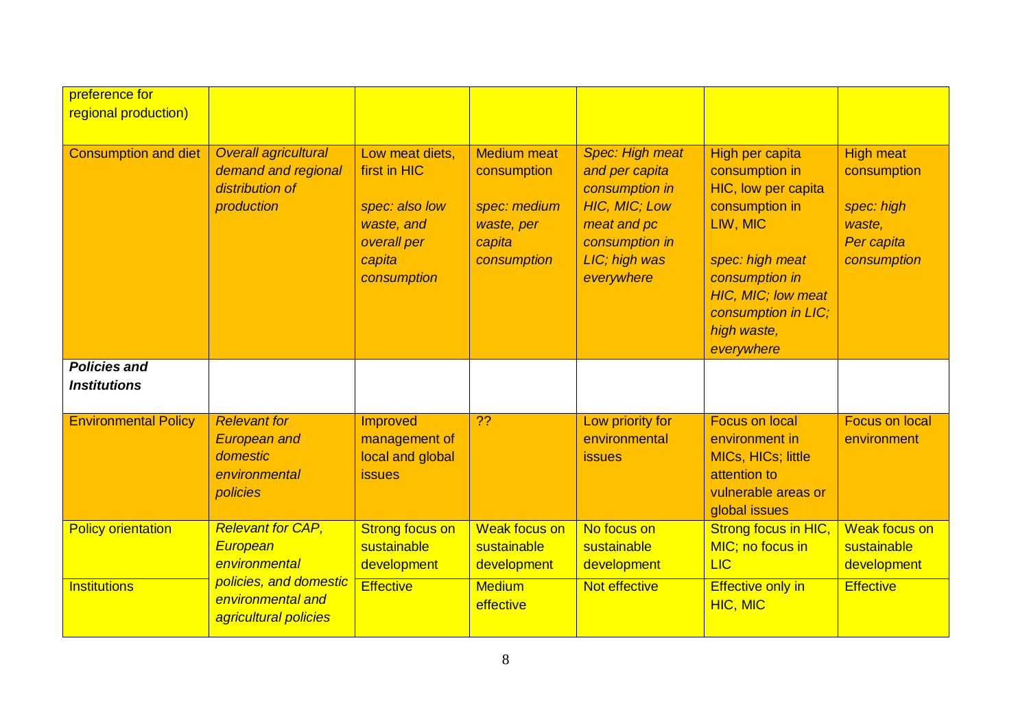| preference for regional production) | | | | | | |
|---|---|---|---|---|---|---|
| Consumption and diet | *Overall agricultural demand and regional distribution of production* | Low meat diets, first in HIC *spec: also low waste, and overall per capita consumption* | Medium meat consumption *spec: medium waste, per capita consumption* | *Spec: High meat and per capita consumption in HIC, MIC; Low meat and pc consumption in LIC; high was everywhere* | High per capita consumption in HIC, low per capita consumption in LIW, MIC *spec: high meat consumption in HIC, MIC; low meat consumption in LIC; high waste, everywhere* | High meat consumption *spec: high waste, Per capita consumption* |
| ***Policies and Institutions*** | | | | | | |
| Environmental Policy | *Relevant for European and domestic environmental policies* | Improved management of local and global issues | ?? | Low priority for environmental issues | Focus on local environment in MICs, HICs; little attention to vulnerable areas or global issues | Focus on local environment |
| Policy orientation | *Relevant for CAP, European environmental policies, and domestic environmental and agricultural policies* | Strong focus on sustainable development | Weak focus on sustainable development | No focus on sustainable development | Strong focus in HIC, MIC; no focus in LIC | Weak focus on sustainable development |
| Institutions | | Effective | Medium effective | Not effective | Effective only in HIC, MIC | Effective |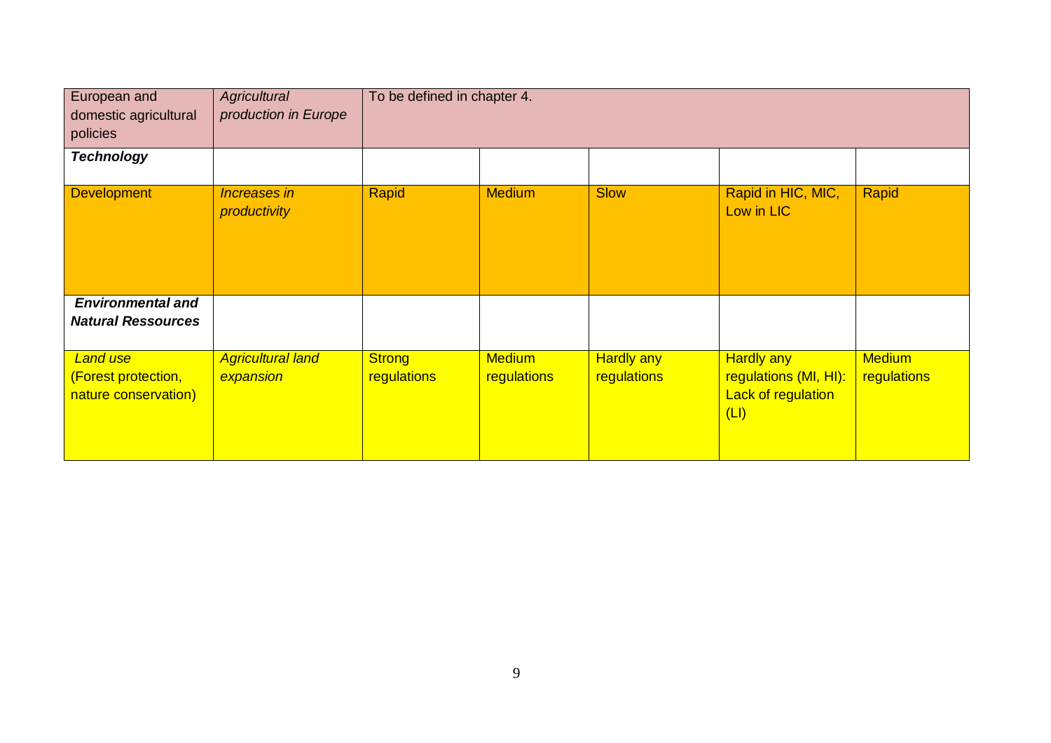| European and domestic agricultural policies | *Agricultural production in Europe* | To be defined in chapter 4. | | | | |
|---|---|---|---|---|---|---|
| ***Technology*** | | | | | | |
| Development | *Increases in productivity* | Rapid | Medium | Slow | Rapid in HIC, MIC, Low in LIC | Rapid |
| ***Environmental and Natural Ressources*** | | | | | | |
| *Land use* (Forest protection, nature conservation) | *Agricultural land expansion* | Strong regulations | Medium regulations | Hardly any regulations | Hardly any regulations (MI, HI): Lack of regulation (LI) | Medium regulations |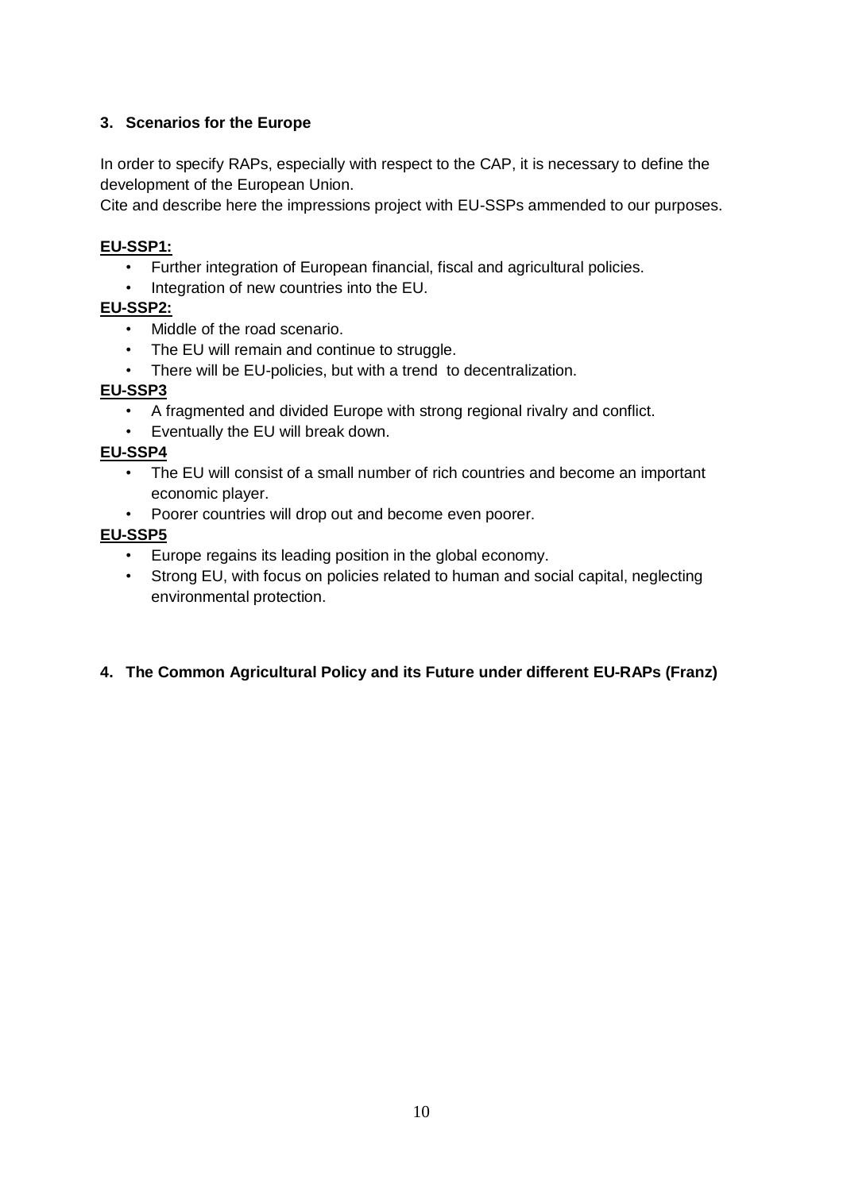## 3. Scenarios for the Europe

In order to specify RAPs, especially with respect to the CAP, it is necessary to define the development of the European Union.

Cite and describe here the impressions project with EU-SSPs ammended to our purposes.

**EU-SSP1:**

- Further integration of European financial, fiscal and agricultural policies.
- Integration of new countries into the EU.

**EU-SSP2:**

- Middle of the road scenario.
- The EU will remain and continue to struggle.
- There will be EU-policies, but with a trend to decentralization.

**EU-SSP3**

- A fragmented and divided Europe with strong regional rivalry and conflict.
- Eventually the EU will break down.

**EU-SSP4**

- The EU will consist of a small number of rich countries and become an important economic player.
- Poorer countries will drop out and become even poorer.

**EU-SSP5**

- Europe regains its leading position in the global economy.
- Strong EU, with focus on policies related to human and social capital, neglecting environmental protection.

## 4. The Common Agricultural Policy and its Future under different EU-RAPs (Franz)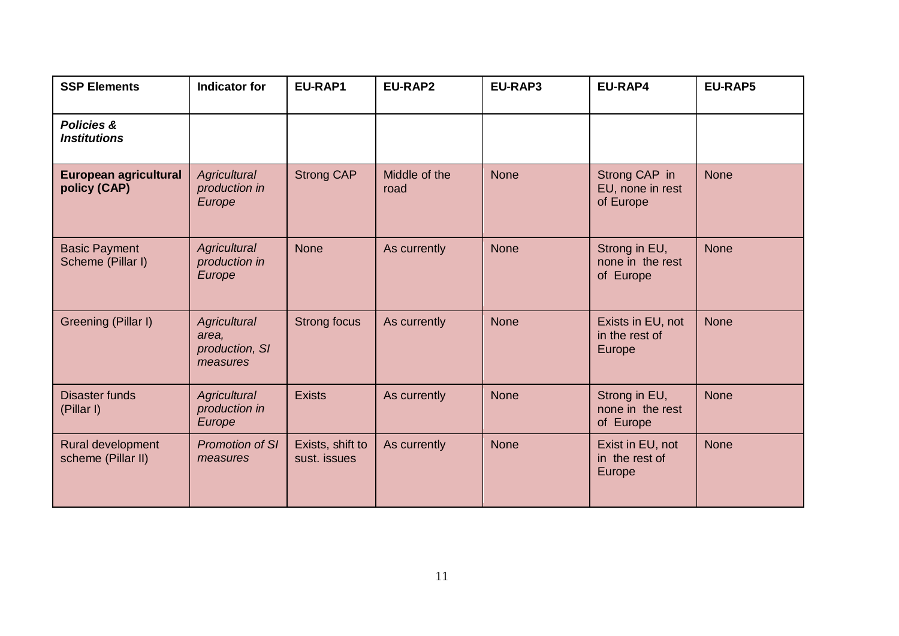| **SSP Elements** | **Indicator for** | **EU-RAP1** | **EU-RAP2** | **EU-RAP3** | **EU-RAP4** | **EU-RAP5** |
|---|---|---|---|---|---|---|
| ***Policies & Institutions*** | | | | | | |
| **European agricultural policy (CAP)** | *Agricultural production in Europe* | Strong CAP | Middle of the road | None | Strong CAP in EU, none in rest of Europe | None |
| Basic Payment Scheme (Pillar I) | *Agricultural production in Europe* | None | As currently | None | Strong in EU, none in the rest of Europe | None |
| Greening (Pillar I) | *Agricultural area, production, SI measures* | Strong focus | As currently | None | Exists in EU, not in the rest of Europe | None |
| Disaster funds (Pillar I) | *Agricultural production in Europe* | Exists | As currently | None | Strong in EU, none in the rest of Europe | None |
| Rural development scheme (Pillar II) | *Promotion of SI measures* | Exists, shift to sust. issues | As currently | None | Exist in EU, not in the rest of Europe | None |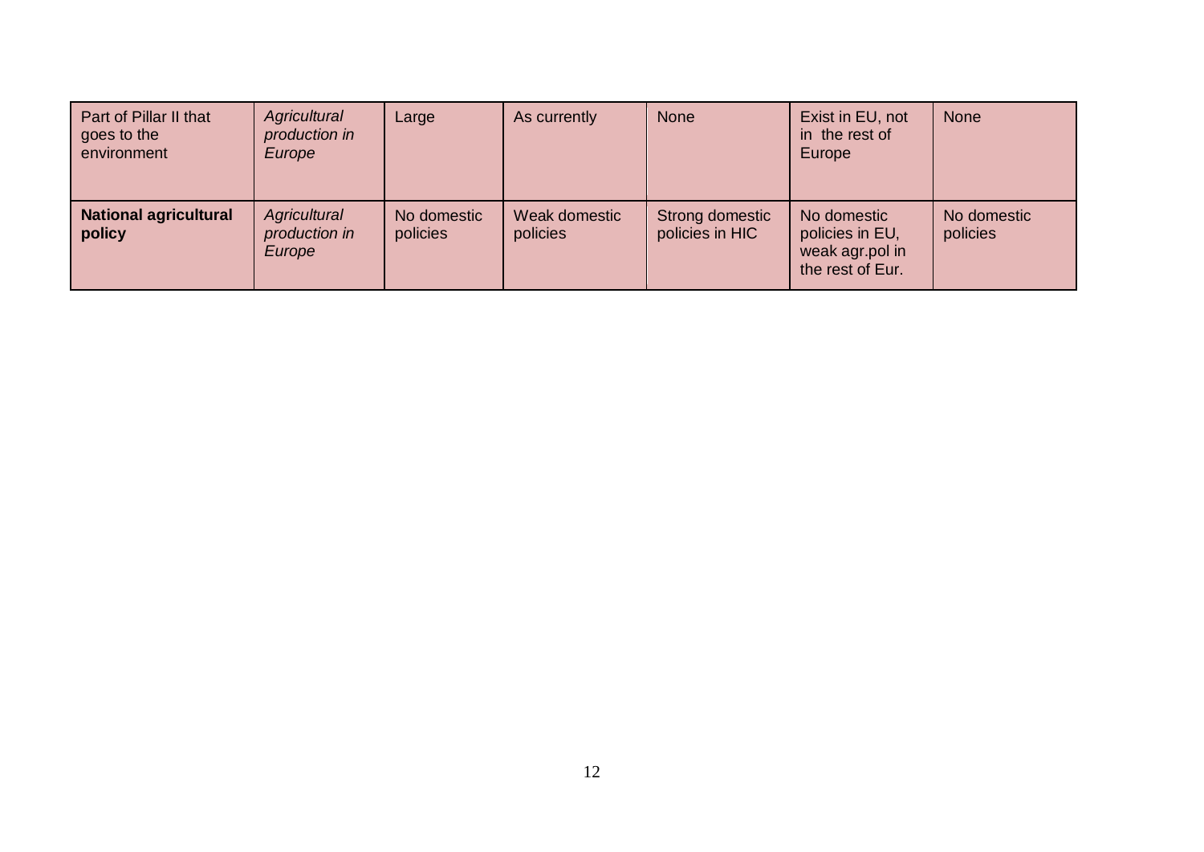| Part of Pillar II that goes to the environment | *Agricultural production in Europe* | Large | As currently | None | Exist in EU, not in the rest of Europe | None |
|---|---|---|---|---|---|---|
| **National agricultural policy** | *Agricultural production in Europe* | No domestic policies | Weak domestic policies | Strong domestic policies in HIC | No domestic policies in EU, weak agr.pol in the rest of Eur. | No domestic policies |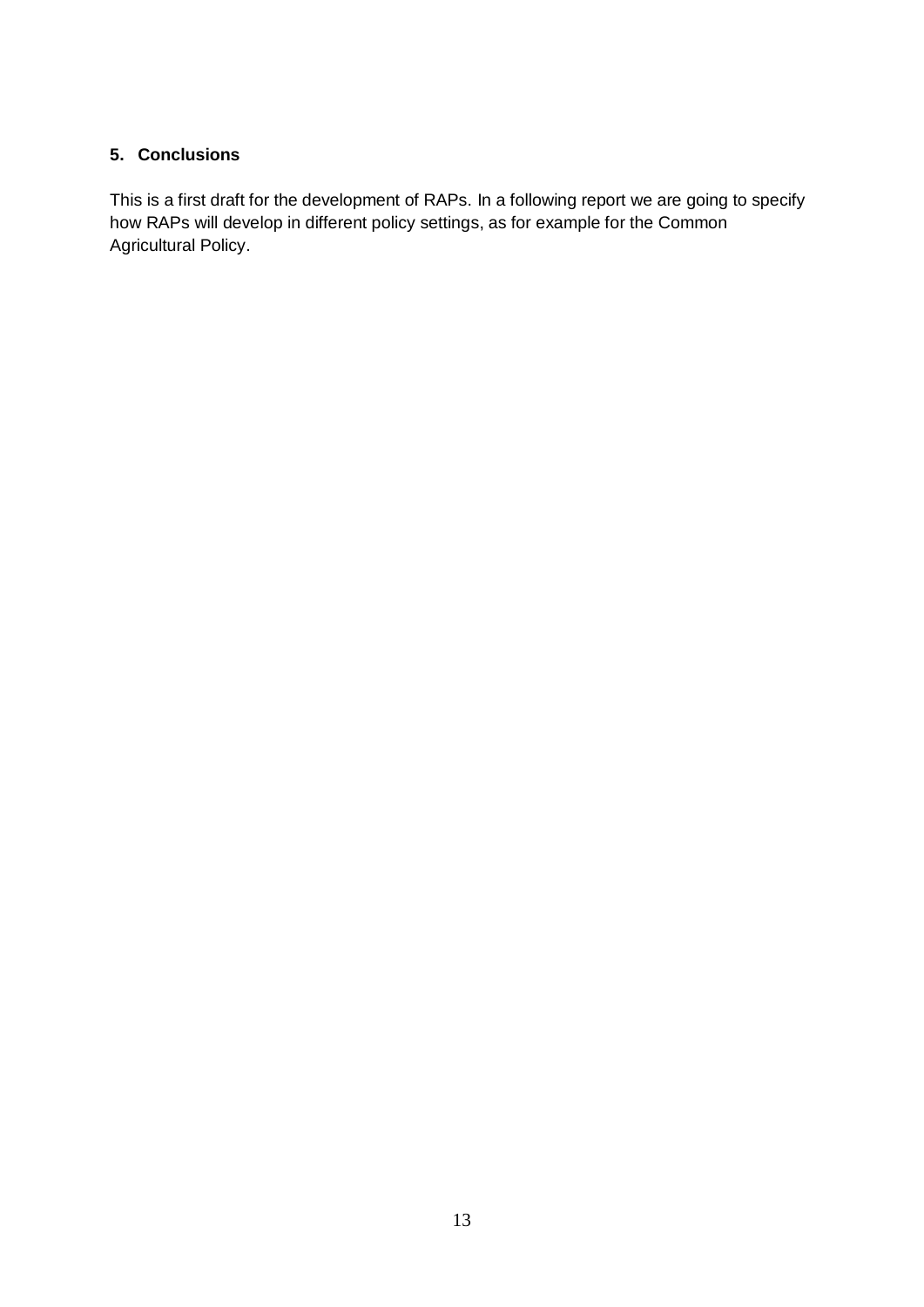## 5. Conclusions

This is a first draft for the development of RAPs. In a following report we are going to specify how RAPs will develop in different policy settings, as for example for the Common Agricultural Policy.